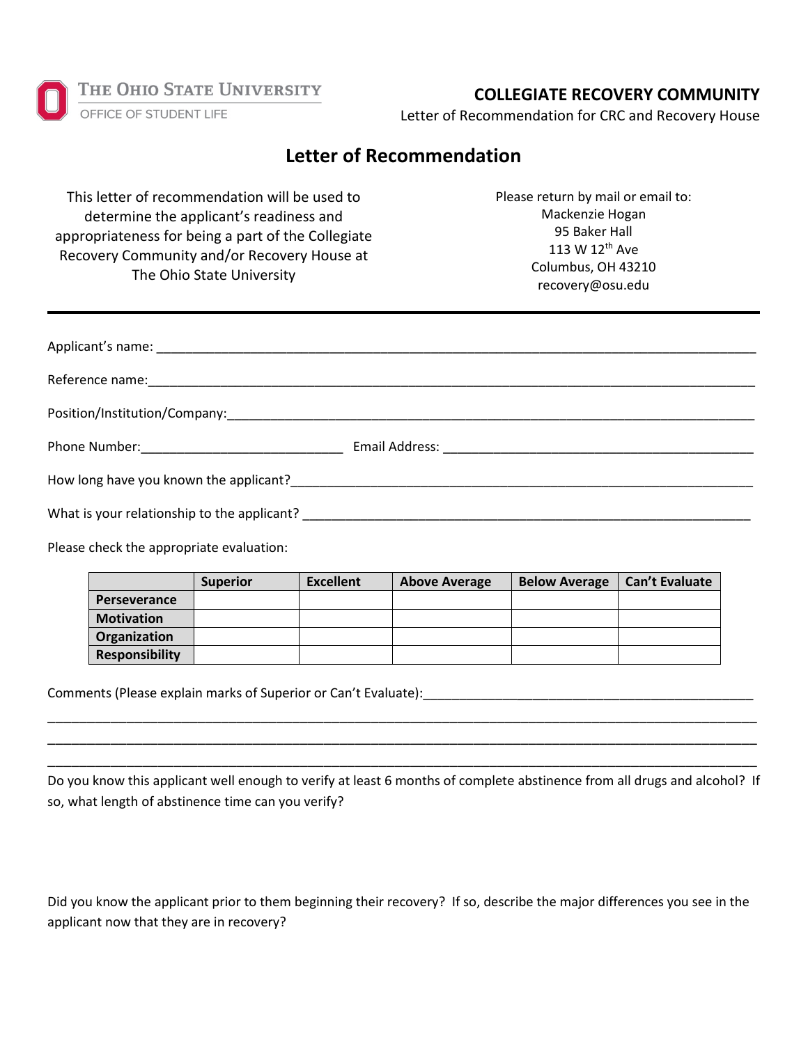THE OHIO STATE UNIVERSITY
OFFICE OF STUDENT LIFE

**COLLEGIATE RECOVERY COMMUNITY**
Letter of Recommendation for CRC and Recovery House

# Letter of Recommendation

This letter of recommendation will be used to determine the applicant's readiness and appropriateness for being a part of the Collegiate Recovery Community and/or Recovery House at The Ohio State University

Please return by mail or email to:
Mackenzie Hogan
95 Baker Hall
113 W 12th Ave
Columbus, OH 43210
recovery@osu.edu

---

Applicant's name: ______________________________________________

Reference name: ______________________________________________

Position/Institution/Company: ______________________________________________

Phone Number: ____________________________ Email Address: ____________________________

How long have you known the applicant? ______________________________________________

What is your relationship to the applicant? ______________________________________________

Please check the appropriate evaluation:

| | Superior | Excellent | Above Average | Below Average | Can't Evaluate |
|---|---|---|---|---|---|
| **Perseverance** | | | | | |
| **Motivation** | | | | | |
| **Organization** | | | | | |
| **Responsibility** | | | | | |

Comments (Please explain marks of Superior or Can't Evaluate): ______________________________________________

______________________________________________________________________________

______________________________________________________________________________

______________________________________________________________________________

Do you know this applicant well enough to verify at least 6 months of complete abstinence from all drugs and alcohol? If so, what length of abstinence time can you verify?

Did you know the applicant prior to them beginning their recovery? If so, describe the major differences you see in the applicant now that they are in recovery?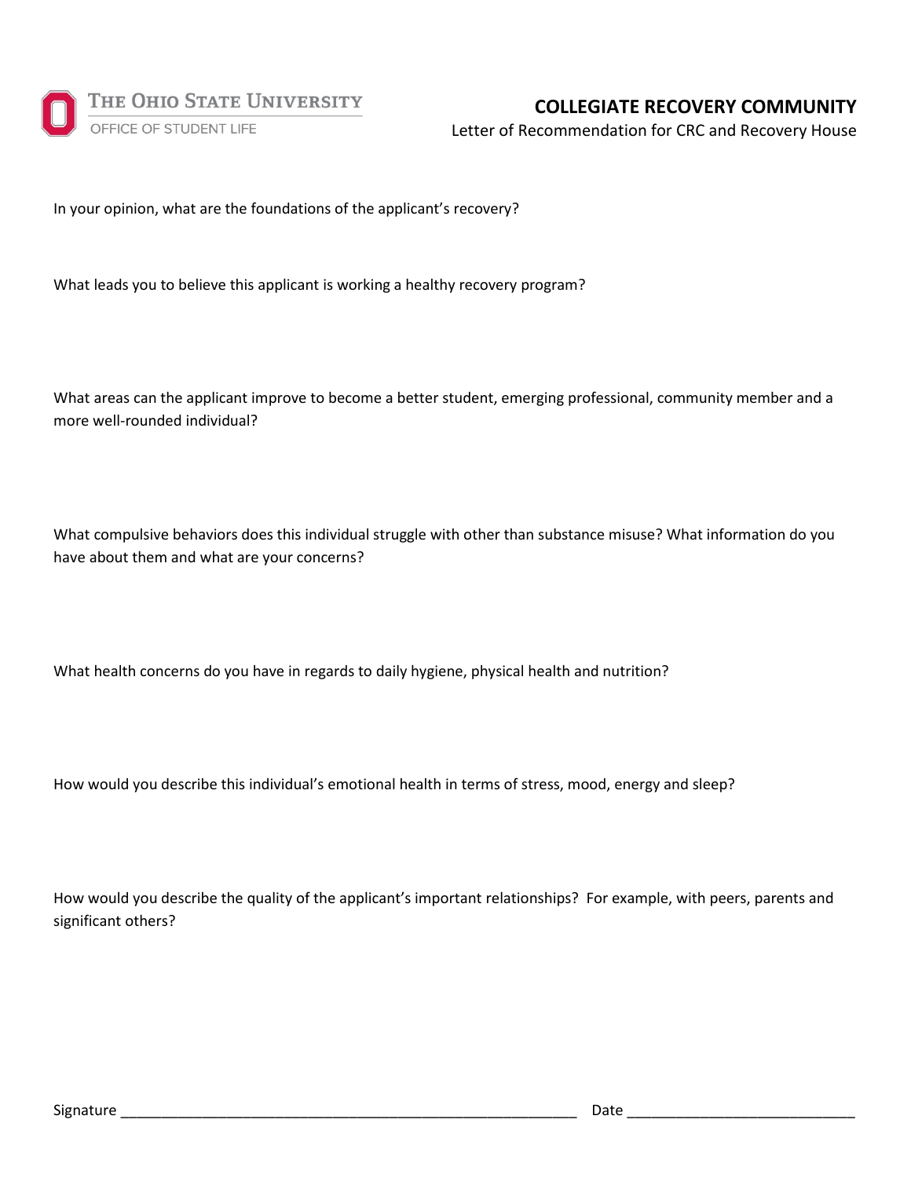THE OHIO STATE UNIVERSITY
OFFICE OF STUDENT LIFE

## COLLEGIATE RECOVERY COMMUNITY

Letter of Recommendation for CRC and Recovery House

In your opinion, what are the foundations of the applicant's recovery?

What leads you to believe this applicant is working a healthy recovery program?

What areas can the applicant improve to become a better student, emerging professional, community member and a more well-rounded individual?

What compulsive behaviors does this individual struggle with other than substance misuse? What information do you have about them and what are your concerns?

What health concerns do you have in regards to daily hygiene, physical health and nutrition?

How would you describe this individual's emotional health in terms of stress, mood, energy and sleep?

How would you describe the quality of the applicant's important relationships? For example, with peers, parents and significant others?

Signature ___________________________________________________________ Date ____________________________